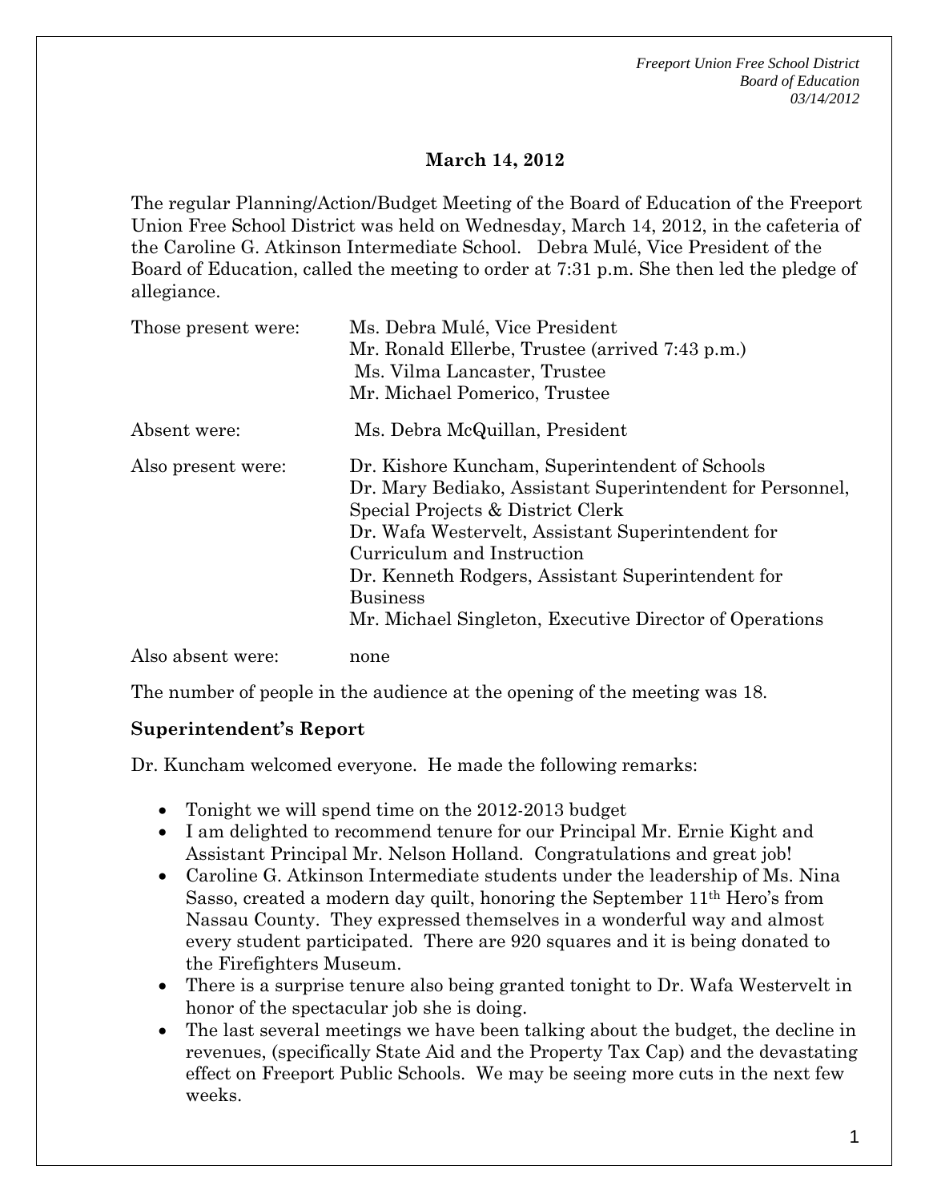## March 14, 2012

The regular Planning/Action/Budget Meeting of the Board of Education of the Freeport Union Free School District was held on Wednesday, March 14, 2012, in the cafeteria of the Caroline G. Atkinson Intermediate School. Debra Mulé, Vice President of the Board of Education, called the meeting to order at 7:31 p.m. She then led the pledge of allegiance.

| | |
|---|---|
| Those present were: | Ms. Debra Mulé, Vice President<br>Mr. Ronald Ellerbe, Trustee (arrived 7:43 p.m.)<br>Ms. Vilma Lancaster, Trustee<br>Mr. Michael Pomerico, Trustee |
| Absent were: | Ms. Debra McQuillan, President |
| Also present were: | Dr. Kishore Kuncham, Superintendent of Schools<br>Dr. Mary Bediako, Assistant Superintendent for Personnel, Special Projects & District Clerk<br>Dr. Wafa Westervelt, Assistant Superintendent for Curriculum and Instruction<br>Dr. Kenneth Rodgers, Assistant Superintendent for Business<br>Mr. Michael Singleton, Executive Director of Operations |
| Also absent were: | none |

The number of people in the audience at the opening of the meeting was 18.

**Superintendent's Report**

Dr. Kuncham welcomed everyone. He made the following remarks:

- Tonight we will spend time on the 2012-2013 budget
- I am delighted to recommend tenure for our Principal Mr. Ernie Kight and Assistant Principal Mr. Nelson Holland. Congratulations and great job!
- Caroline G. Atkinson Intermediate students under the leadership of Ms. Nina Sasso, created a modern day quilt, honoring the September 11th Hero's from Nassau County. They expressed themselves in a wonderful way and almost every student participated. There are 920 squares and it is being donated to the Firefighters Museum.
- There is a surprise tenure also being granted tonight to Dr. Wafa Westervelt in honor of the spectacular job she is doing.
- The last several meetings we have been talking about the budget, the decline in revenues, (specifically State Aid and the Property Tax Cap) and the devastating effect on Freeport Public Schools. We may be seeing more cuts in the next few weeks.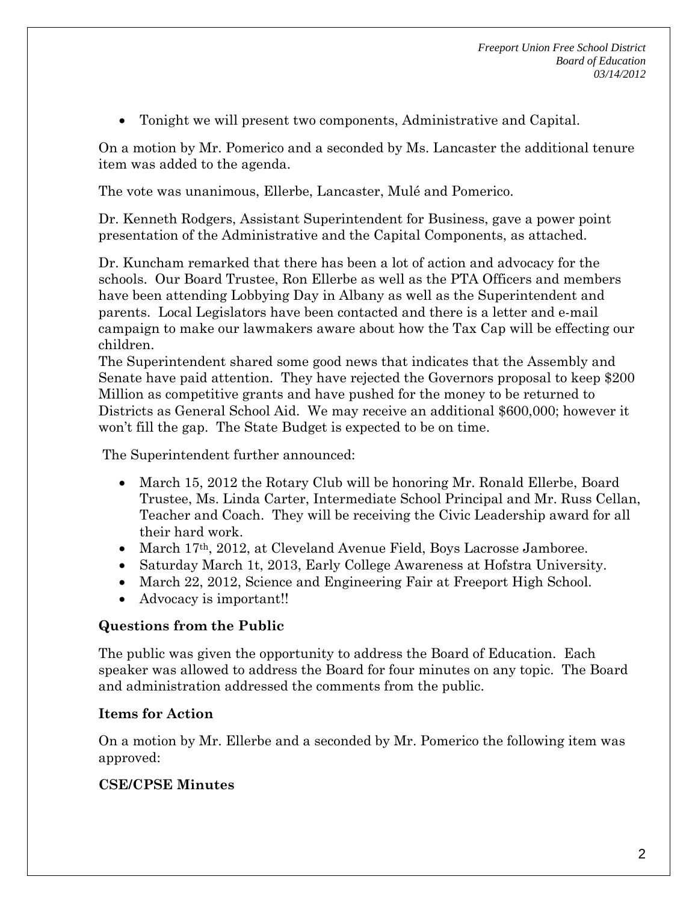- Tonight we will present two components, Administrative and Capital.

On a motion by Mr. Pomerico and a seconded by Ms. Lancaster the additional tenure item was added to the agenda.

The vote was unanimous, Ellerbe, Lancaster, Mulé and Pomerico.

Dr. Kenneth Rodgers, Assistant Superintendent for Business, gave a power point presentation of the Administrative and the Capital Components, as attached.

Dr. Kuncham remarked that there has been a lot of action and advocacy for the schools. Our Board Trustee, Ron Ellerbe as well as the PTA Officers and members have been attending Lobbying Day in Albany as well as the Superintendent and parents. Local Legislators have been contacted and there is a letter and e-mail campaign to make our lawmakers aware about how the Tax Cap will be effecting our children.
The Superintendent shared some good news that indicates that the Assembly and Senate have paid attention. They have rejected the Governors proposal to keep $200 Million as competitive grants and have pushed for the money to be returned to Districts as General School Aid. We may receive an additional $600,000; however it won't fill the gap. The State Budget is expected to be on time.

The Superintendent further announced:

- March 15, 2012 the Rotary Club will be honoring Mr. Ronald Ellerbe, Board Trustee, Ms. Linda Carter, Intermediate School Principal and Mr. Russ Cellan, Teacher and Coach. They will be receiving the Civic Leadership award for all their hard work.
- March 17th, 2012, at Cleveland Avenue Field, Boys Lacrosse Jamboree.
- Saturday March 1t, 2013, Early College Awareness at Hofstra University.
- March 22, 2012, Science and Engineering Fair at Freeport High School.
- Advocacy is important!!

**Questions from the Public**

The public was given the opportunity to address the Board of Education. Each speaker was allowed to address the Board for four minutes on any topic. The Board and administration addressed the comments from the public.

**Items for Action**

On a motion by Mr. Ellerbe and a seconded by Mr. Pomerico the following item was approved:

**CSE/CPSE Minutes**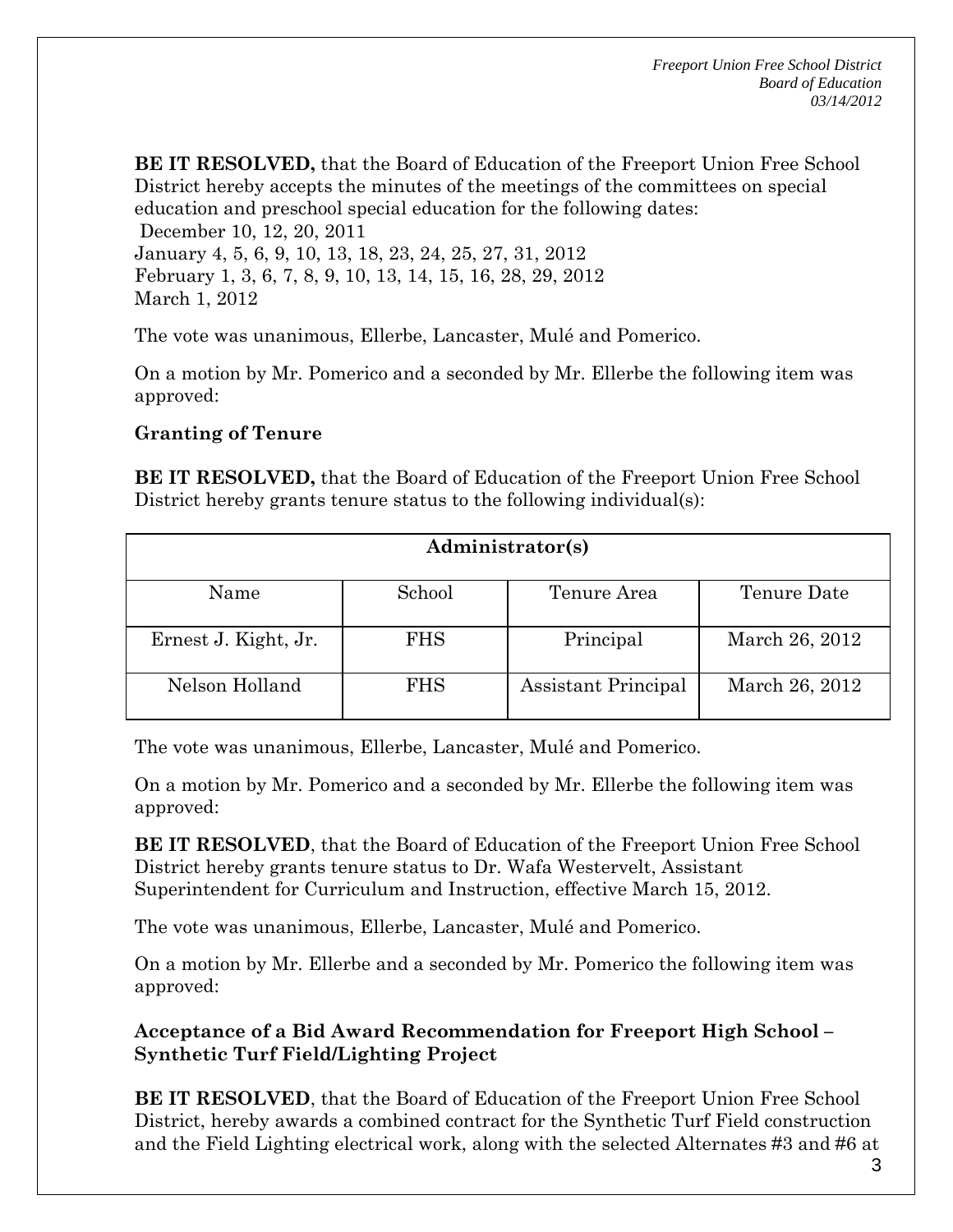**BE IT RESOLVED,** that the Board of Education of the Freeport Union Free School District hereby accepts the minutes of the meetings of the committees on special education and preschool special education for the following dates:

December 10, 12, 20, 2011
January 4, 5, 6, 9, 10, 13, 18, 23, 24, 25, 27, 31, 2012
February 1, 3, 6, 7, 8, 9, 10, 13, 14, 15, 16, 28, 29, 2012
March 1, 2012

The vote was unanimous, Ellerbe, Lancaster, Mulé and Pomerico.

On a motion by Mr. Pomerico and a seconded by Mr. Ellerbe the following item was approved:

**Granting of Tenure**

**BE IT RESOLVED,** that the Board of Education of the Freeport Union Free School District hereby grants tenure status to the following individual(s):

| **Administrator(s)** | | | |
|---|---|---|---|
| Name | School | Tenure Area | Tenure Date |
| Ernest J. Kight, Jr. | FHS | Principal | March 26, 2012 |
| Nelson Holland | FHS | Assistant Principal | March 26, 2012 |

The vote was unanimous, Ellerbe, Lancaster, Mulé and Pomerico.

On a motion by Mr. Pomerico and a seconded by Mr. Ellerbe the following item was approved:

**BE IT RESOLVED**, that the Board of Education of the Freeport Union Free School District hereby grants tenure status to Dr. Wafa Westervelt, Assistant Superintendent for Curriculum and Instruction, effective March 15, 2012.

The vote was unanimous, Ellerbe, Lancaster, Mulé and Pomerico.

On a motion by Mr. Ellerbe and a seconded by Mr. Pomerico the following item was approved:

**Acceptance of a Bid Award Recommendation for Freeport High School – Synthetic Turf Field/Lighting Project**

**BE IT RESOLVED**, that the Board of Education of the Freeport Union Free School District, hereby awards a combined contract for the Synthetic Turf Field construction and the Field Lighting electrical work, along with the selected Alternates #3 and #6 at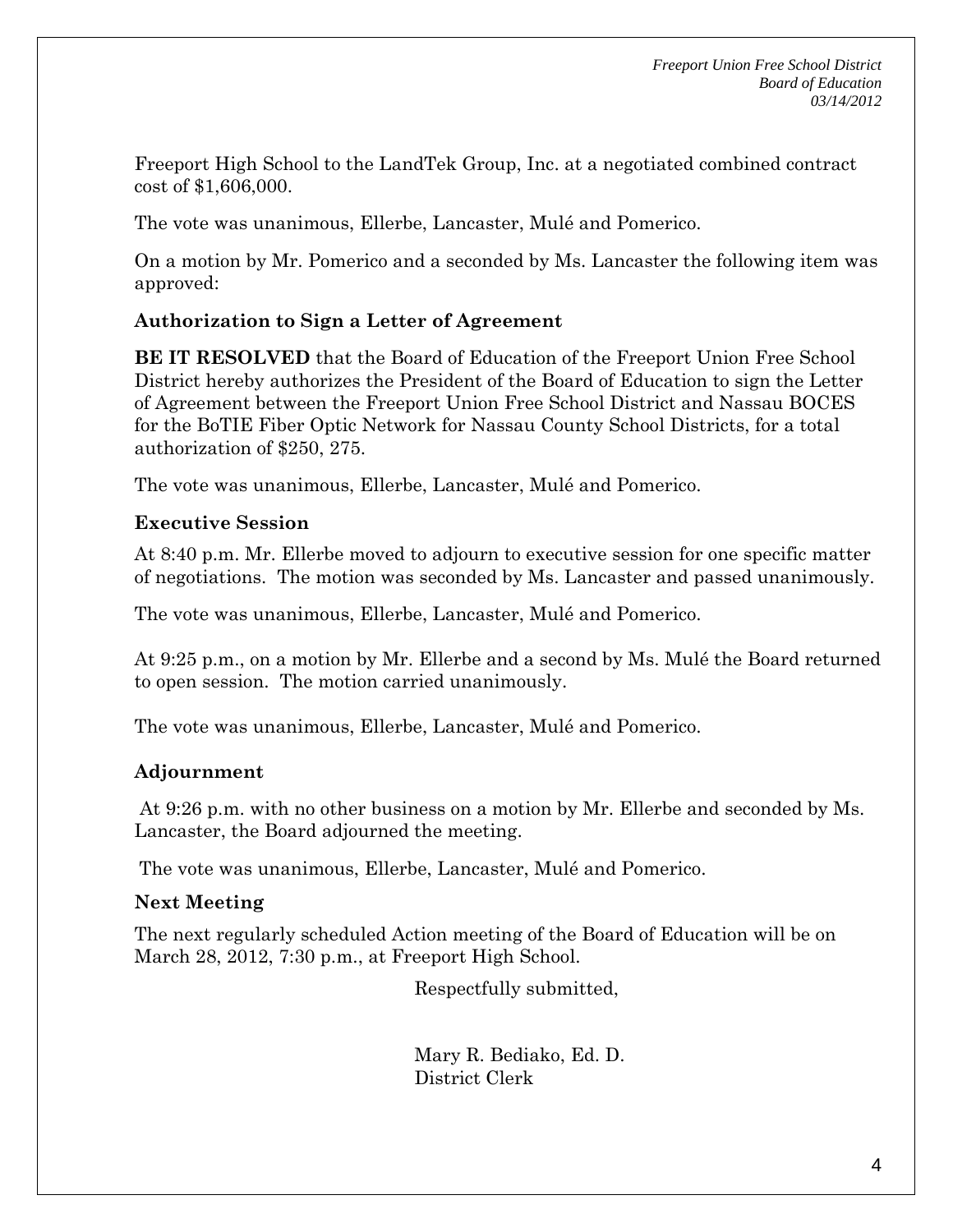Freeport High School to the LandTek Group, Inc. at a negotiated combined contract cost of $1,606,000.

The vote was unanimous, Ellerbe, Lancaster, Mulé and Pomerico.

On a motion by Mr. Pomerico and a seconded by Ms. Lancaster the following item was approved:

**Authorization to Sign a Letter of Agreement**

**BE IT RESOLVED** that the Board of Education of the Freeport Union Free School District hereby authorizes the President of the Board of Education to sign the Letter of Agreement between the Freeport Union Free School District and Nassau BOCES for the BoTIE Fiber Optic Network for Nassau County School Districts, for a total authorization of $250, 275.

The vote was unanimous, Ellerbe, Lancaster, Mulé and Pomerico.

**Executive Session**

At 8:40 p.m. Mr. Ellerbe moved to adjourn to executive session for one specific matter of negotiations. The motion was seconded by Ms. Lancaster and passed unanimously.

The vote was unanimous, Ellerbe, Lancaster, Mulé and Pomerico.

At 9:25 p.m., on a motion by Mr. Ellerbe and a second by Ms. Mulé the Board returned to open session. The motion carried unanimously.

The vote was unanimous, Ellerbe, Lancaster, Mulé and Pomerico.

**Adjournment**

At 9:26 p.m. with no other business on a motion by Mr. Ellerbe and seconded by Ms. Lancaster, the Board adjourned the meeting.

The vote was unanimous, Ellerbe, Lancaster, Mulé and Pomerico.

**Next Meeting**

The next regularly scheduled Action meeting of the Board of Education will be on March 28, 2012, 7:30 p.m., at Freeport High School.

Respectfully submitted,

Mary R. Bediako, Ed. D.
District Clerk